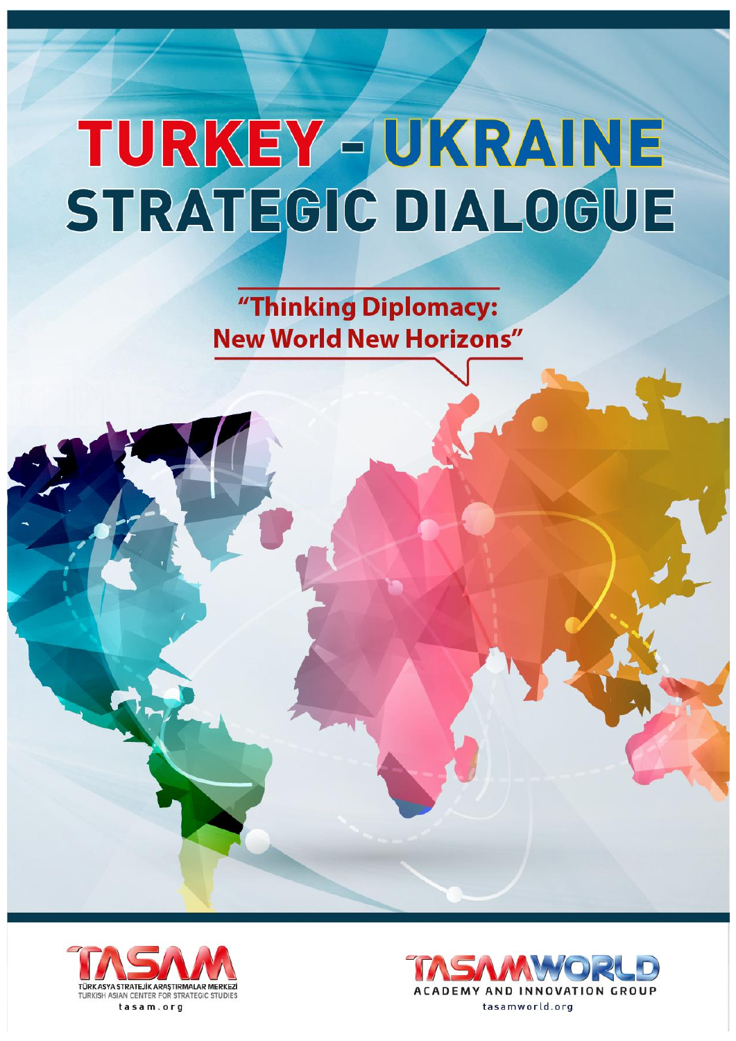# TURKEY - UKRAINE STRATEGIC DIALOGUE

"Thinking Diplomacy: New World New Horizons"

TASAM
TÜRK ASYA STRATEJİK ARAŞTIRMALAR MERKEZİ
TURKISH ASIAN CENTER FOR STRATEGIC STUDIES
tasam.org

TASAMWORLD
ACADEMY AND INNOVATION GROUP
tasamworld.org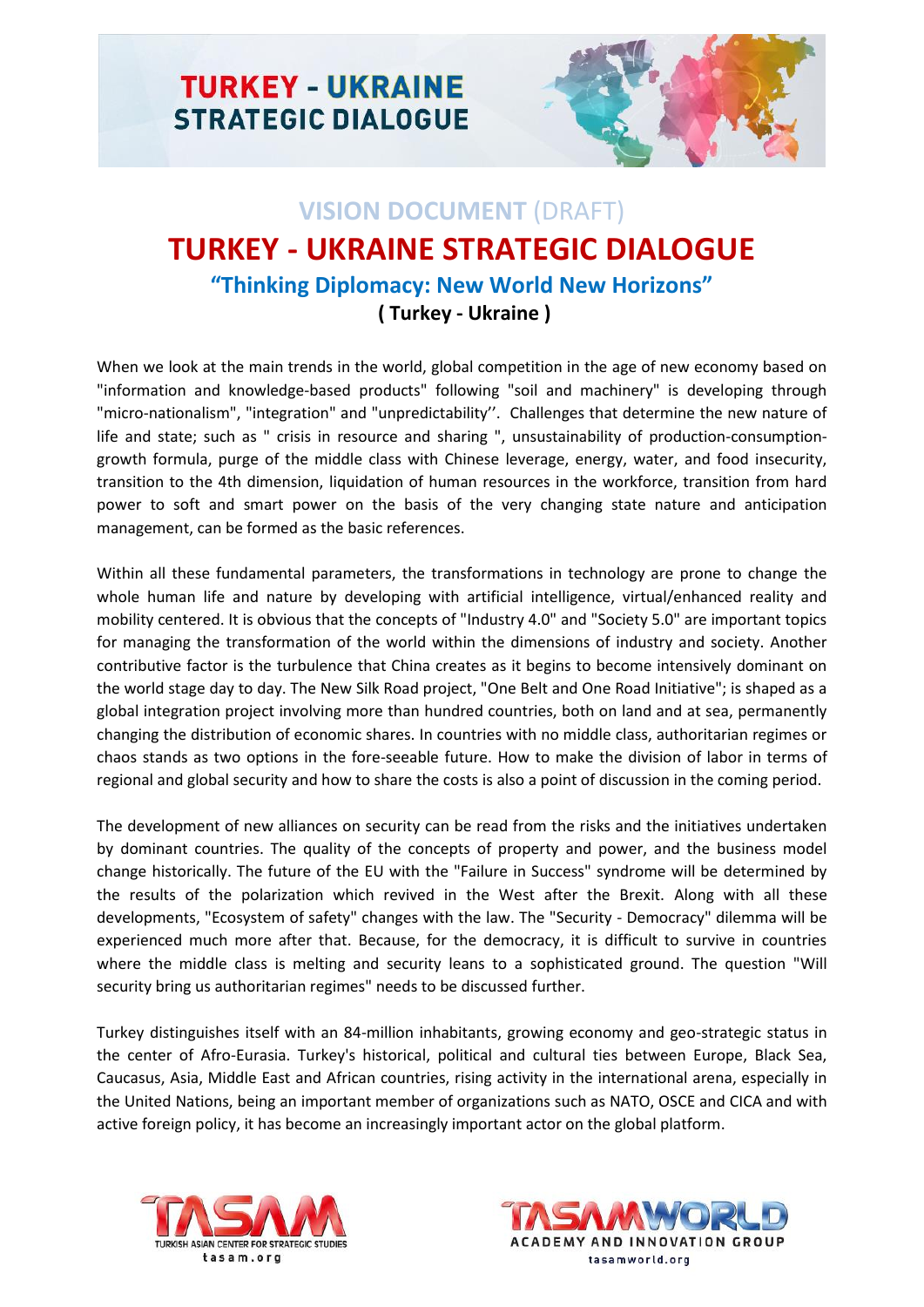# VISION DOCUMENT (DRAFT)

# TURKEY - UKRAINE STRATEGIC DIALOGUE

## "Thinking Diplomacy: New World New Horizons"

**( Turkey - Ukraine )**

When we look at the main trends in the world, global competition in the age of new economy based on "information and knowledge-based products" following "soil and machinery" is developing through "micro-nationalism", "integration" and "unpredictability''. Challenges that determine the new nature of life and state; such as " crisis in resource and sharing ", unsustainability of production-consumption-growth formula, purge of the middle class with Chinese leverage, energy, water, and food insecurity, transition to the 4th dimension, liquidation of human resources in the workforce, transition from hard power to soft and smart power on the basis of the very changing state nature and anticipation management, can be formed as the basic references.

Within all these fundamental parameters, the transformations in technology are prone to change the whole human life and nature by developing with artificial intelligence, virtual/enhanced reality and mobility centered. It is obvious that the concepts of "Industry 4.0" and "Society 5.0" are important topics for managing the transformation of the world within the dimensions of industry and society. Another contributive factor is the turbulence that China creates as it begins to become intensively dominant on the world stage day to day. The New Silk Road project, "One Belt and One Road Initiative"; is shaped as a global integration project involving more than hundred countries, both on land and at sea, permanently changing the distribution of economic shares. In countries with no middle class, authoritarian regimes or chaos stands as two options in the fore-seeable future. How to make the division of labor in terms of regional and global security and how to share the costs is also a point of discussion in the coming period.

The development of new alliances on security can be read from the risks and the initiatives undertaken by dominant countries. The quality of the concepts of property and power, and the business model change historically. The future of the EU with the "Failure in Success" syndrome will be determined by the results of the polarization which revived in the West after the Brexit. Along with all these developments, "Ecosystem of safety" changes with the law. The "Security - Democracy" dilemma will be experienced much more after that. Because, for the democracy, it is difficult to survive in countries where the middle class is melting and security leans to a sophisticated ground. The question "Will security bring us authoritarian regimes" needs to be discussed further.

Turkey distinguishes itself with an 84-million inhabitants, growing economy and geo-strategic status in the center of Afro-Eurasia. Turkey's historical, political and cultural ties between Europe, Black Sea, Caucasus, Asia, Middle East and African countries, rising activity in the international arena, especially in the United Nations, being an important member of organizations such as NATO, OSCE and CICA and with active foreign policy, it has become an increasingly important actor on the global platform.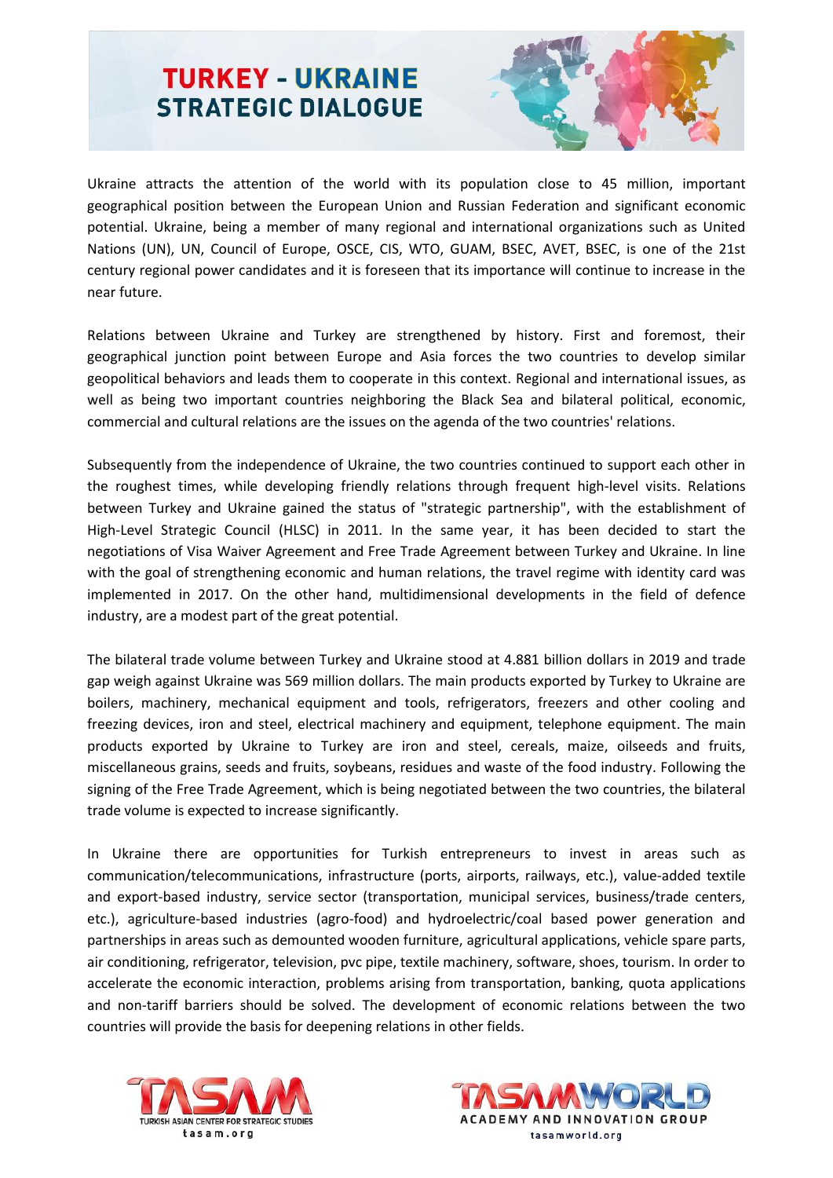# TURKEY - UKRAINE STRATEGIC DIALOGUE

Ukraine attracts the attention of the world with its population close to 45 million, important geographical position between the European Union and Russian Federation and significant economic potential. Ukraine, being a member of many regional and international organizations such as United Nations (UN), UN, Council of Europe, OSCE, CIS, WTO, GUAM, BSEC, AVET, BSEC, is one of the 21st century regional power candidates and it is foreseen that its importance will continue to increase in the near future.

Relations between Ukraine and Turkey are strengthened by history. First and foremost, their geographical junction point between Europe and Asia forces the two countries to develop similar geopolitical behaviors and leads them to cooperate in this context. Regional and international issues, as well as being two important countries neighboring the Black Sea and bilateral political, economic, commercial and cultural relations are the issues on the agenda of the two countries' relations.

Subsequently from the independence of Ukraine, the two countries continued to support each other in the roughest times, while developing friendly relations through frequent high-level visits. Relations between Turkey and Ukraine gained the status of "strategic partnership", with the establishment of High-Level Strategic Council (HLSC) in 2011. In the same year, it has been decided to start the negotiations of Visa Waiver Agreement and Free Trade Agreement between Turkey and Ukraine. In line with the goal of strengthening economic and human relations, the travel regime with identity card was implemented in 2017. On the other hand, multidimensional developments in the field of defence industry, are a modest part of the great potential.

The bilateral trade volume between Turkey and Ukraine stood at 4.881 billion dollars in 2019 and trade gap weigh against Ukraine was 569 million dollars. The main products exported by Turkey to Ukraine are boilers, machinery, mechanical equipment and tools, refrigerators, freezers and other cooling and freezing devices, iron and steel, electrical machinery and equipment, telephone equipment. The main products exported by Ukraine to Turkey are iron and steel, cereals, maize, oilseeds and fruits, miscellaneous grains, seeds and fruits, soybeans, residues and waste of the food industry. Following the signing of the Free Trade Agreement, which is being negotiated between the two countries, the bilateral trade volume is expected to increase significantly.

In Ukraine there are opportunities for Turkish entrepreneurs to invest in areas such as communication/telecommunications, infrastructure (ports, airports, railways, etc.), value-added textile and export-based industry, service sector (transportation, municipal services, business/trade centers, etc.), agriculture-based industries (agro-food) and hydroelectric/coal based power generation and partnerships in areas such as demounted wooden furniture, agricultural applications, vehicle spare parts, air conditioning, refrigerator, television, pvc pipe, textile machinery, software, shoes, tourism. In order to accelerate the economic interaction, problems arising from transportation, banking, quota applications and non-tariff barriers should be solved. The development of economic relations between the two countries will provide the basis for deepening relations in other fields.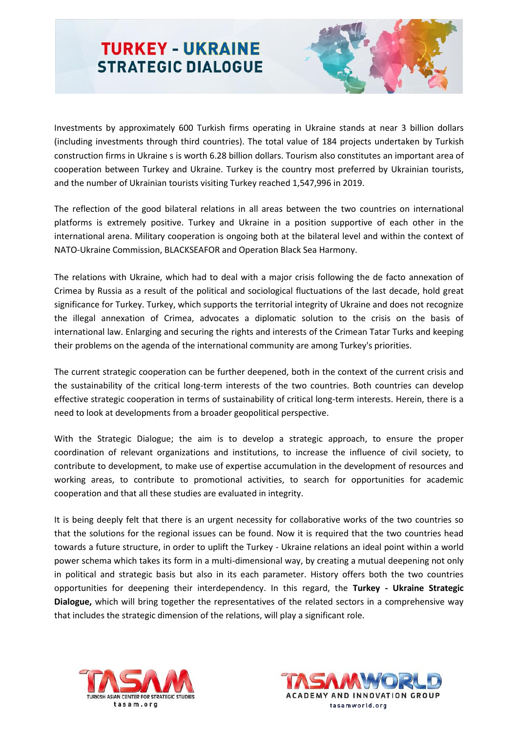Investments by approximately 600 Turkish firms operating in Ukraine stands at near 3 billion dollars (including investments through third countries). The total value of 184 projects undertaken by Turkish construction firms in Ukraine s is worth 6.28 billion dollars. Tourism also constitutes an important area of cooperation between Turkey and Ukraine. Turkey is the country most preferred by Ukrainian tourists, and the number of Ukrainian tourists visiting Turkey reached 1,547,996 in 2019.

The reflection of the good bilateral relations in all areas between the two countries on international platforms is extremely positive. Turkey and Ukraine in a position supportive of each other in the international arena. Military cooperation is ongoing both at the bilateral level and within the context of NATO-Ukraine Commission, BLACKSEAFOR and Operation Black Sea Harmony.

The relations with Ukraine, which had to deal with a major crisis following the de facto annexation of Crimea by Russia as a result of the political and sociological fluctuations of the last decade, hold great significance for Turkey. Turkey, which supports the territorial integrity of Ukraine and does not recognize the illegal annexation of Crimea, advocates a diplomatic solution to the crisis on the basis of international law. Enlarging and securing the rights and interests of the Crimean Tatar Turks and keeping their problems on the agenda of the international community are among Turkey's priorities.

The current strategic cooperation can be further deepened, both in the context of the current crisis and the sustainability of the critical long-term interests of the two countries. Both countries can develop effective strategic cooperation in terms of sustainability of critical long-term interests. Herein, there is a need to look at developments from a broader geopolitical perspective.

With the Strategic Dialogue; the aim is to develop a strategic approach, to ensure the proper coordination of relevant organizations and institutions, to increase the influence of civil society, to contribute to development, to make use of expertise accumulation in the development of resources and working areas, to contribute to promotional activities, to search for opportunities for academic cooperation and that all these studies are evaluated in integrity.

It is being deeply felt that there is an urgent necessity for collaborative works of the two countries so that the solutions for the regional issues can be found. Now it is required that the two countries head towards a future structure, in order to uplift the Turkey - Ukraine relations an ideal point within a world power schema which takes its form in a multi-dimensional way, by creating a mutual deepening not only in political and strategic basis but also in its each parameter. History offers both the two countries opportunities for deepening their interdependency. In this regard, the **Turkey - Ukraine Strategic Dialogue,** which will bring together the representatives of the related sectors in a comprehensive way that includes the strategic dimension of the relations, will play a significant role.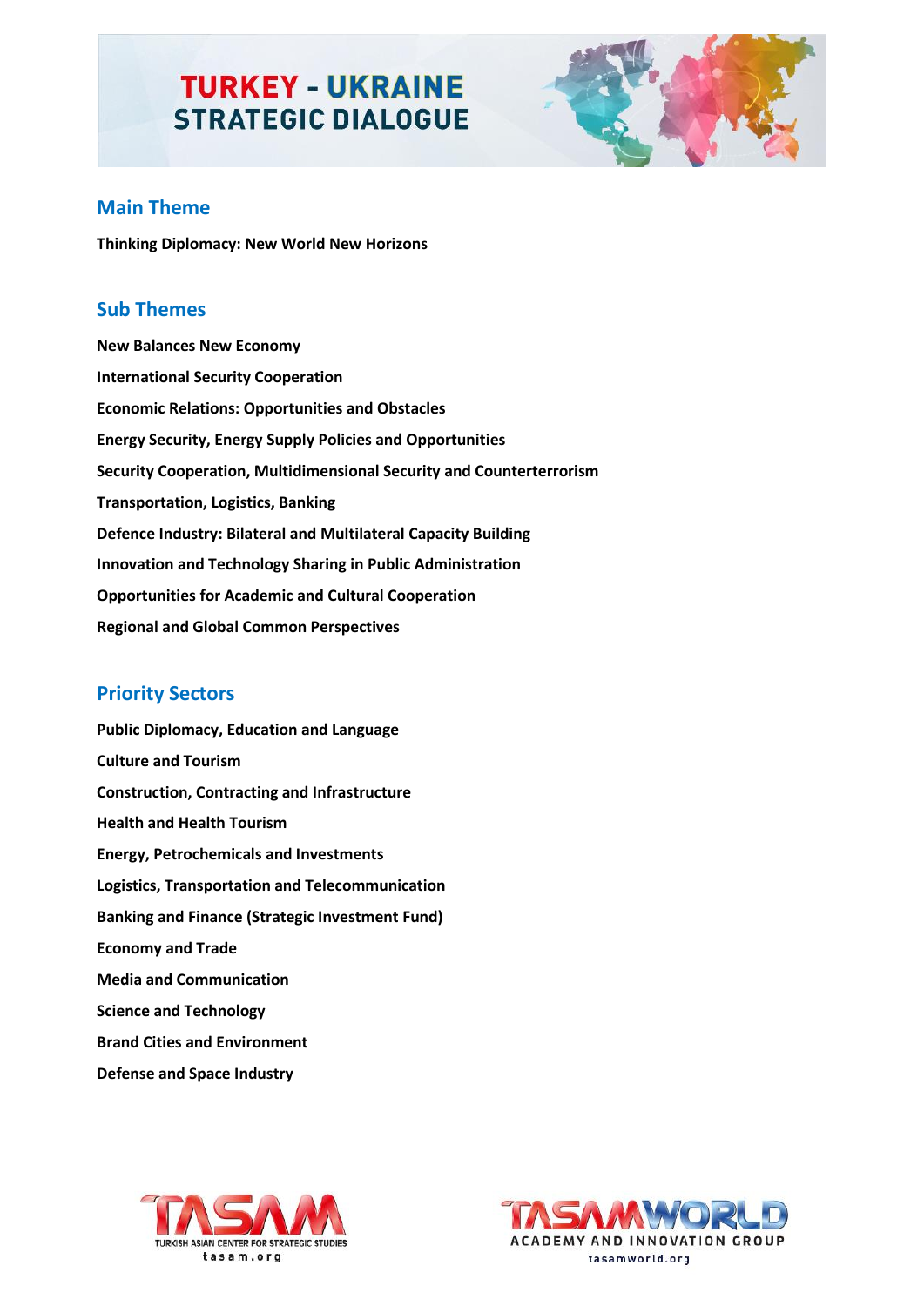# TURKEY - UKRAINE STRATEGIC DIALOGUE

## Main Theme

**Thinking Diplomacy: New World New Horizons**

## Sub Themes

**New Balances New Economy**

**International Security Cooperation**

**Economic Relations: Opportunities and Obstacles**

**Energy Security, Energy Supply Policies and Opportunities**

**Security Cooperation, Multidimensional Security and Counterterrorism**

**Transportation, Logistics, Banking**

**Defence Industry: Bilateral and Multilateral Capacity Building**

**Innovation and Technology Sharing in Public Administration**

**Opportunities for Academic and Cultural Cooperation**

**Regional and Global Common Perspectives**

## Priority Sectors

**Public Diplomacy, Education and Language**

**Culture and Tourism**

**Construction, Contracting and Infrastructure**

**Health and Health Tourism**

**Energy, Petrochemicals and Investments**

**Logistics, Transportation and Telecommunication**

**Banking and Finance (Strategic Investment Fund)**

**Economy and Trade**

**Media and Communication**

**Science and Technology**

**Brand Cities and Environment**

**Defense and Space Industry**

TASAM TURKISH ASIAN CENTER FOR STRATEGIC STUDIES tasam.org

TASAMWORLD ACADEMY AND INNOVATION GROUP tasamworld.org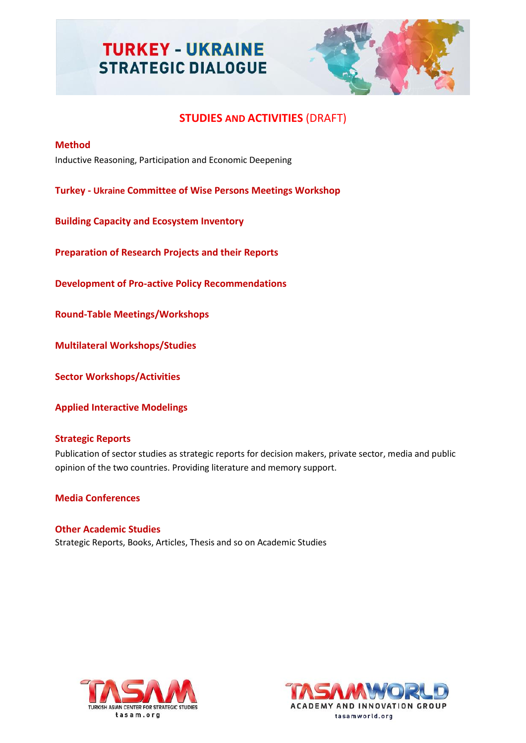# TURKEY - UKRAINE STRATEGIC DIALOGUE

## STUDIES AND ACTIVITIES (DRAFT)

### Method

Inductive Reasoning, Participation and Economic Deepening

### Turkey - Ukraine Committee of Wise Persons Meetings Workshop

### Building Capacity and Ecosystem Inventory

### Preparation of Research Projects and their Reports

### Development of Pro-active Policy Recommendations

### Round-Table Meetings/Workshops

### Multilateral Workshops/Studies

### Sector Workshops/Activities

### Applied Interactive Modelings

### Strategic Reports

Publication of sector studies as strategic reports for decision makers, private sector, media and public opinion of the two countries. Providing literature and memory support.

### Media Conferences

### Other Academic Studies

Strategic Reports, Books, Articles, Thesis and so on Academic Studies

TASAM
TURKISH ASIAN CENTER FOR STRATEGIC STUDIES
tasam.org

TASAMWORLD
ACADEMY AND INNOVATION GROUP
tasamworld.org